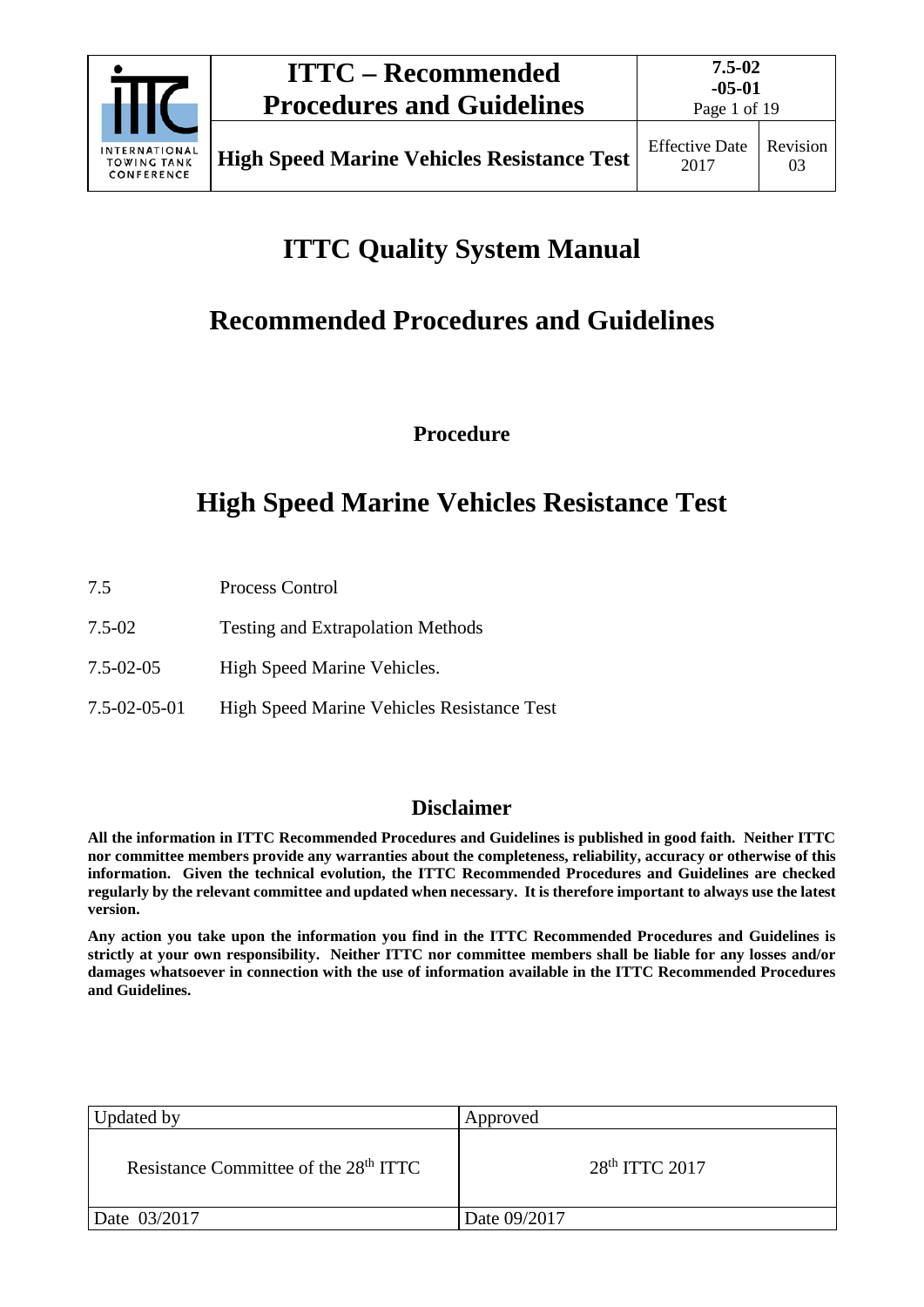# ITTC Quality System Manual

## Recommended Procedures and Guidelines

**Procedure**

## High Speed Marine Vehicles Resistance Test

| | |
|---|---|
| 7.5 | Process Control |
| 7.5-02 | Testing and Extrapolation Methods |
| 7.5-02-05 | High Speed Marine Vehicles. |
| 7.5-02-05-01 | High Speed Marine Vehicles Resistance Test |

### Disclaimer

**All the information in ITTC Recommended Procedures and Guidelines is published in good faith. Neither ITTC nor committee members provide any warranties about the completeness, reliability, accuracy or otherwise of this information. Given the technical evolution, the ITTC Recommended Procedures and Guidelines are checked regularly by the relevant committee and updated when necessary. It is therefore important to always use the latest version.**

**Any action you take upon the information you find in the ITTC Recommended Procedures and Guidelines is strictly at your own responsibility. Neither ITTC nor committee members shall be liable for any losses and/or damages whatsoever in connection with the use of information available in the ITTC Recommended Procedures and Guidelines.**

| Updated by | Approved |
|---|---|
| Resistance Committee of the 28th ITTC | 28th ITTC 2017 |
| Date 03/2017 | Date 09/2017 |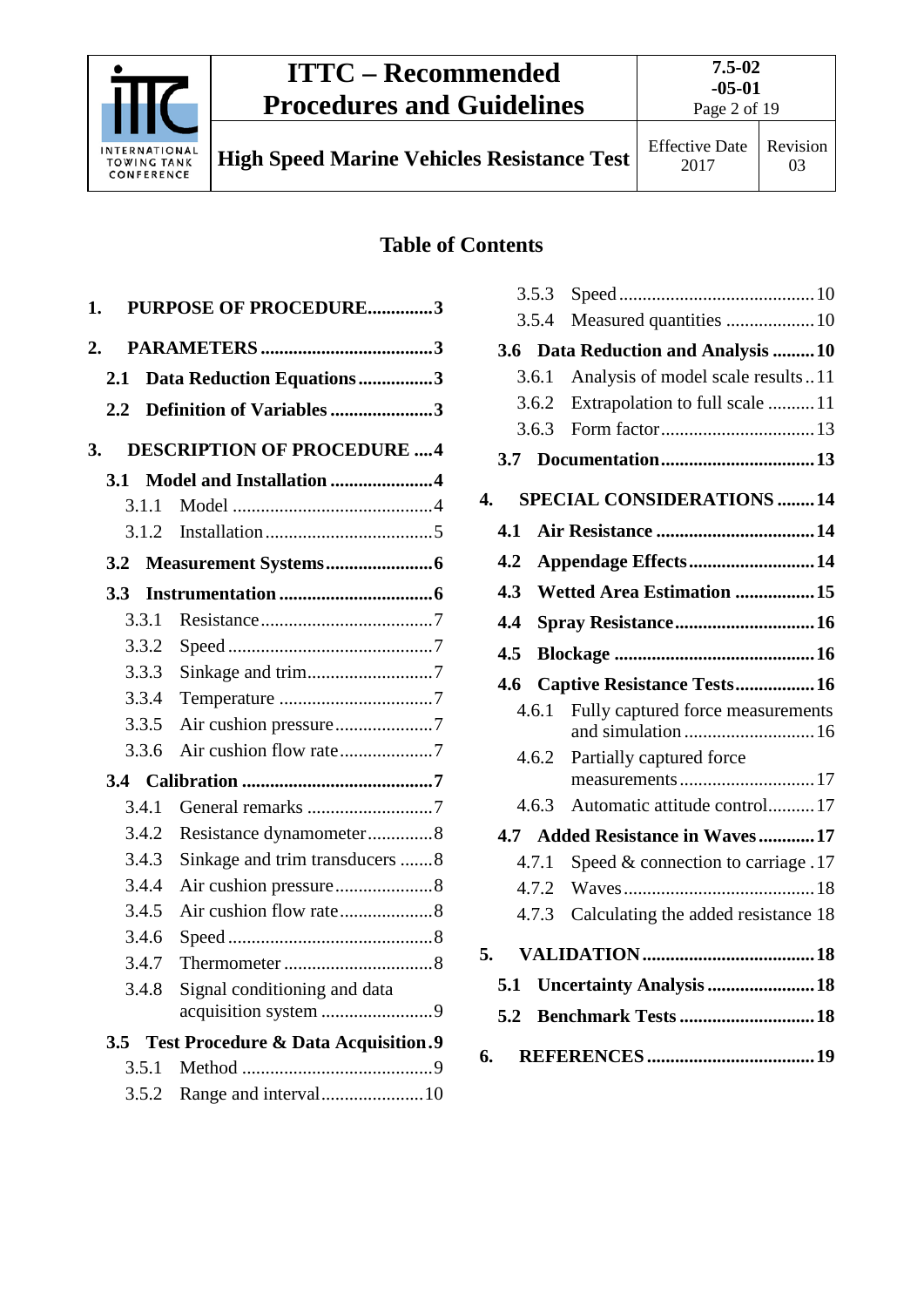## Table of Contents

1. **PURPOSE OF PROCEDURE** .............. 3
2. **PARAMETERS** .............. 3
   - **2.1 Data Reduction Equations** .............. 3
   - **2.2 Definition of Variables** .............. 3
3. **DESCRIPTION OF PROCEDURE** .............. 4
   - **3.1 Model and Installation** .............. 4
     - 3.1.1 Model .............. 4
     - 3.1.2 Installation .............. 5
   - **3.2 Measurement Systems** .............. 6
   - **3.3 Instrumentation** .............. 6
     - 3.3.1 Resistance .............. 7
     - 3.3.2 Speed .............. 7
     - 3.3.3 Sinkage and trim .............. 7
     - 3.3.4 Temperature .............. 7
     - 3.3.5 Air cushion pressure .............. 7
     - 3.3.6 Air cushion flow rate .............. 7
   - **3.4 Calibration** .............. 7
     - 3.4.1 General remarks .............. 7
     - 3.4.2 Resistance dynamometer .............. 8
     - 3.4.3 Sinkage and trim transducers .............. 8
     - 3.4.4 Air cushion pressure .............. 8
     - 3.4.5 Air cushion flow rate .............. 8
     - 3.4.6 Speed .............. 8
     - 3.4.7 Thermometer .............. 8
     - 3.4.8 Signal conditioning and data acquisition system .............. 9
   - **3.5 Test Procedure & Data Acquisition** .............. 9
     - 3.5.1 Method .............. 9
     - 3.5.2 Range and interval .............. 10
     - 3.5.3 Speed .............. 10
     - 3.5.4 Measured quantities .............. 10
   - **3.6 Data Reduction and Analysis** .............. 10
     - 3.6.1 Analysis of model scale results .............. 11
     - 3.6.2 Extrapolation to full scale .............. 11
     - 3.6.3 Form factor .............. 13
   - **3.7 Documentation** .............. 13
4. **SPECIAL CONSIDERATIONS** .............. 14
   - **4.1 Air Resistance** .............. 14
   - **4.2 Appendage Effects** .............. 14
   - **4.3 Wetted Area Estimation** .............. 15
   - **4.4 Spray Resistance** .............. 16
   - **4.5 Blockage** .............. 16
   - **4.6 Captive Resistance Tests** .............. 16
     - 4.6.1 Fully captured force measurements and simulation .............. 16
     - 4.6.2 Partially captured force measurements .............. 17
     - 4.6.3 Automatic attitude control .............. 17
   - **4.7 Added Resistance in Waves** .............. 17
     - 4.7.1 Speed & connection to carriage .............. 17
     - 4.7.2 Waves .............. 18
     - 4.7.3 Calculating the added resistance .............. 18
5. **VALIDATION** .............. 18
   - **5.1 Uncertainty Analysis** .............. 18
   - **5.2 Benchmark Tests** .............. 18
6. **REFERENCES** .............. 19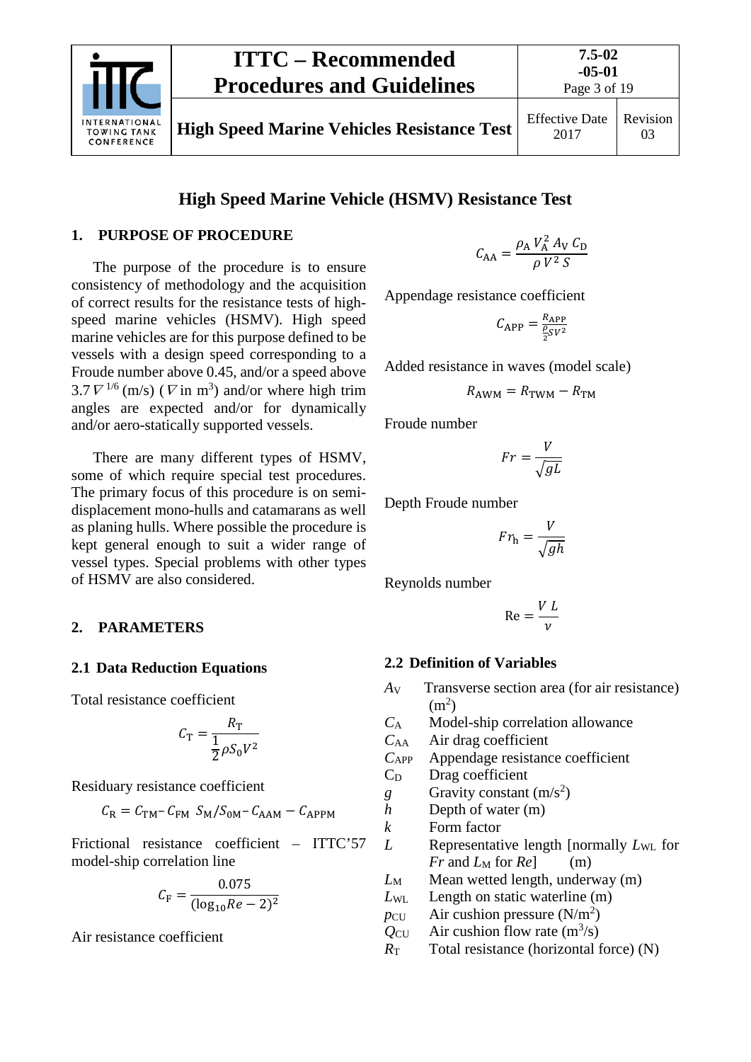# High Speed Marine Vehicle (HSMV) Resistance Test

## 1. PURPOSE OF PROCEDURE

The purpose of the procedure is to ensure consistency of methodology and the acquisition of correct results for the resistance tests of high-speed marine vehicles (HSMV). High speed marine vehicles are for this purpose defined to be vessels with a design speed corresponding to a Froude number above 0.45, and/or a speed above $3.7\nabla^{1/6}$ (m/s) ($\nabla$ in m$^3$) and/or where high trim angles are expected and/or for dynamically and/or aero-statically supported vessels.

There are many different types of HSMV, some of which require special test procedures. The primary focus of this procedure is on semi-displacement mono-hulls and catamarans as well as planing hulls. Where possible the procedure is kept general enough to suit a wider range of vessel types. Special problems with other types of HSMV are also considered.

## 2. PARAMETERS

### 2.1 Data Reduction Equations

Total resistance coefficient

$$C_{\mathrm{T}} = \frac{R_{\mathrm{T}}}{\frac{1}{2}\rho S_0 V^2}$$

Residuary resistance coefficient

$$C_{\mathrm{R}} = C_{\mathrm{TM}} - C_{\mathrm{FM}} \; S_{\mathrm{M}}/S_{0\mathrm{M}} - C_{\mathrm{AAM}} - C_{\mathrm{APPM}}$$

Frictional resistance coefficient – ITTC'57 model-ship correlation line

$$C_{\mathrm{F}} = \frac{0.075}{(\log_{10}Re - 2)^2}$$

Air resistance coefficient

$$C_{\mathrm{AA}} = \frac{\rho_{\mathrm{A}} V_{\mathrm{A}}^2 A_{\mathrm{V}} C_{\mathrm{D}}}{\rho V^2 S}$$

Appendage resistance coefficient

$$C_{\mathrm{APP}} = \frac{R_{\mathrm{APP}}}{\frac{\rho}{2} S V^2}$$

Added resistance in waves (model scale)

$$R_{\mathrm{AWM}} = R_{\mathrm{TWM}} - R_{\mathrm{TM}}$$

Froude number

$$Fr = \frac{V}{\sqrt{gL}}$$

Depth Froude number

$$Fr_{\mathrm{h}} = \frac{V}{\sqrt{gh}}$$

Reynolds number

$$\mathrm{Re} = \frac{V\,L}{\nu}$$

### 2.2 Definition of Variables

| | |
|---|---|
| $A_{\mathrm{V}}$ | Transverse section area (for air resistance) (m$^2$) |
| $C_{\mathrm{A}}$ | Model-ship correlation allowance |
| $C_{\mathrm{AA}}$ | Air drag coefficient |
| $C_{\mathrm{APP}}$ | Appendage resistance coefficient |
| $C_{\mathrm{D}}$ | Drag coefficient |
| $g$ | Gravity constant (m/s$^2$) |
| $h$ | Depth of water (m) |
| $k$ | Form factor |
| $L$ | Representative length [normally $L_{\mathrm{WL}}$ for $Fr$ and $L_{\mathrm{M}}$ for $Re$] (m) |
| $L_{\mathrm{M}}$ | Mean wetted length, underway (m) |
| $L_{\mathrm{WL}}$ | Length on static waterline (m) |
| $p_{\mathrm{CU}}$ | Air cushion pressure (N/m$^2$) |
| $Q_{\mathrm{CU}}$ | Air cushion flow rate (m$^3$/s) |
| $R_{\mathrm{T}}$ | Total resistance (horizontal force) (N) |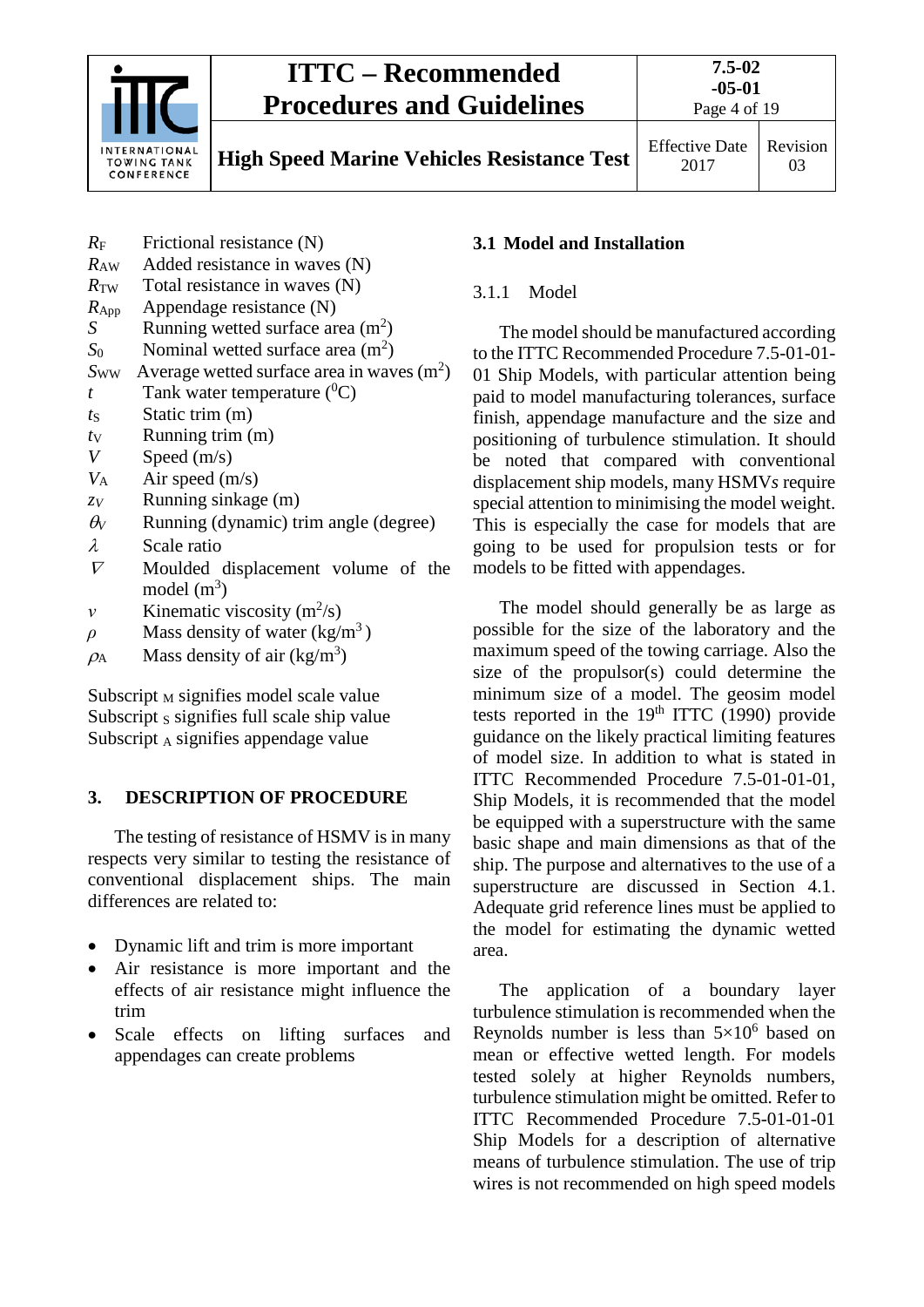$R_F$ Frictional resistance (N)
$R_{AW}$ Added resistance in waves (N)
$R_{TW}$ Total resistance in waves (N)
$R_{App}$ Appendage resistance (N)
$S$ Running wetted surface area (m$^2$)
$S_0$ Nominal wetted surface area (m$^2$)
$S_{WW}$ Average wetted surface area in waves (m$^2$)
$t$ Tank water temperature ($^0$C)
$t_S$ Static trim (m)
$t_V$ Running trim (m)
$V$ Speed (m/s)
$V_A$ Air speed (m/s)
$z_V$ Running sinkage (m)
$\theta_V$ Running (dynamic) trim angle (degree)
$\lambda$ Scale ratio
$\nabla$ Moulded displacement volume of the model (m$^3$)
$\nu$ Kinematic viscosity (m$^2$/s)
$\rho$ Mass density of water (kg/m$^3$ )
$\rho_A$ Mass density of air (kg/m$^3$)

Subscript $_M$ signifies model scale value
Subscript $_S$ signifies full scale ship value
Subscript $_A$ signifies appendage value

## 3. DESCRIPTION OF PROCEDURE

The testing of resistance of HSMV is in many respects very similar to testing the resistance of conventional displacement ships. The main differences are related to:

- Dynamic lift and trim is more important
- Air resistance is more important and the effects of air resistance might influence the trim
- Scale effects on lifting surfaces and appendages can create problems

### 3.1 Model and Installation

#### 3.1.1 Model

The model should be manufactured according to the ITTC Recommended Procedure 7.5-01-01-01 Ship Models, with particular attention being paid to model manufacturing tolerances, surface finish, appendage manufacture and the size and positioning of turbulence stimulation. It should be noted that compared with conventional displacement ship models, many HSMVs require special attention to minimising the model weight. This is especially the case for models that are going to be used for propulsion tests or for models to be fitted with appendages.

The model should generally be as large as possible for the size of the laboratory and the maximum speed of the towing carriage. Also the size of the propulsor(s) could determine the minimum size of a model. The geosim model tests reported in the 19th ITTC (1990) provide guidance on the likely practical limiting features of model size. In addition to what is stated in ITTC Recommended Procedure 7.5-01-01-01, Ship Models, it is recommended that the model be equipped with a superstructure with the same basic shape and main dimensions as that of the ship. The purpose and alternatives to the use of a superstructure are discussed in Section 4.1. Adequate grid reference lines must be applied to the model for estimating the dynamic wetted area.

The application of a boundary layer turbulence stimulation is recommended when the Reynolds number is less than $5\times10^6$ based on mean or effective wetted length. For models tested solely at higher Reynolds numbers, turbulence stimulation might be omitted. Refer to ITTC Recommended Procedure 7.5-01-01-01 Ship Models for a description of alternative means of turbulence stimulation. The use of trip wires is not recommended on high speed models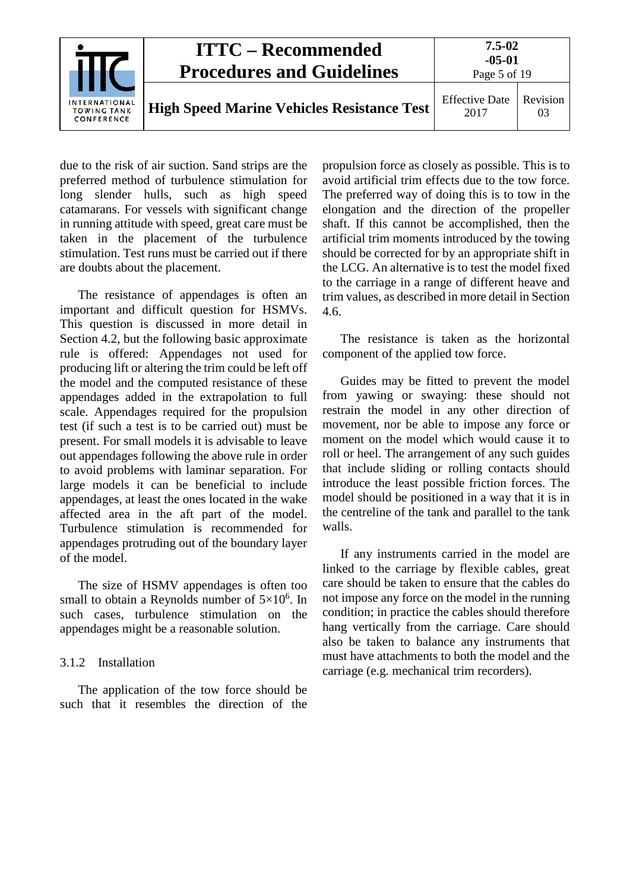due to the risk of air suction. Sand strips are the preferred method of turbulence stimulation for long slender hulls, such as high speed catamarans. For vessels with significant change in running attitude with speed, great care must be taken in the placement of the turbulence stimulation. Test runs must be carried out if there are doubts about the placement.

The resistance of appendages is often an important and difficult question for HSMVs. This question is discussed in more detail in Section 4.2, but the following basic approximate rule is offered: Appendages not used for producing lift or altering the trim could be left off the model and the computed resistance of these appendages added in the extrapolation to full scale. Appendages required for the propulsion test (if such a test is to be carried out) must be present. For small models it is advisable to leave out appendages following the above rule in order to avoid problems with laminar separation. For large models it can be beneficial to include appendages, at least the ones located in the wake affected area in the aft part of the model. Turbulence stimulation is recommended for appendages protruding out of the boundary layer of the model.

The size of HSMV appendages is often too small to obtain a Reynolds number of $5{\times}10^6$. In such cases, turbulence stimulation on the appendages might be a reasonable solution.

### 3.1.2 Installation

The application of the tow force should be such that it resembles the direction of the propulsion force as closely as possible. This is to avoid artificial trim effects due to the tow force. The preferred way of doing this is to tow in the elongation and the direction of the propeller shaft. If this cannot be accomplished, then the artificial trim moments introduced by the towing should be corrected for by an appropriate shift in the LCG. An alternative is to test the model fixed to the carriage in a range of different heave and trim values, as described in more detail in Section 4.6.

The resistance is taken as the horizontal component of the applied tow force.

Guides may be fitted to prevent the model from yawing or swaying: these should not restrain the model in any other direction of movement, nor be able to impose any force or moment on the model which would cause it to roll or heel. The arrangement of any such guides that include sliding or rolling contacts should introduce the least possible friction forces. The model should be positioned in a way that it is in the centreline of the tank and parallel to the tank walls.

If any instruments carried in the model are linked to the carriage by flexible cables, great care should be taken to ensure that the cables do not impose any force on the model in the running condition; in practice the cables should therefore hang vertically from the carriage. Care should also be taken to balance any instruments that must have attachments to both the model and the carriage (e.g. mechanical trim recorders).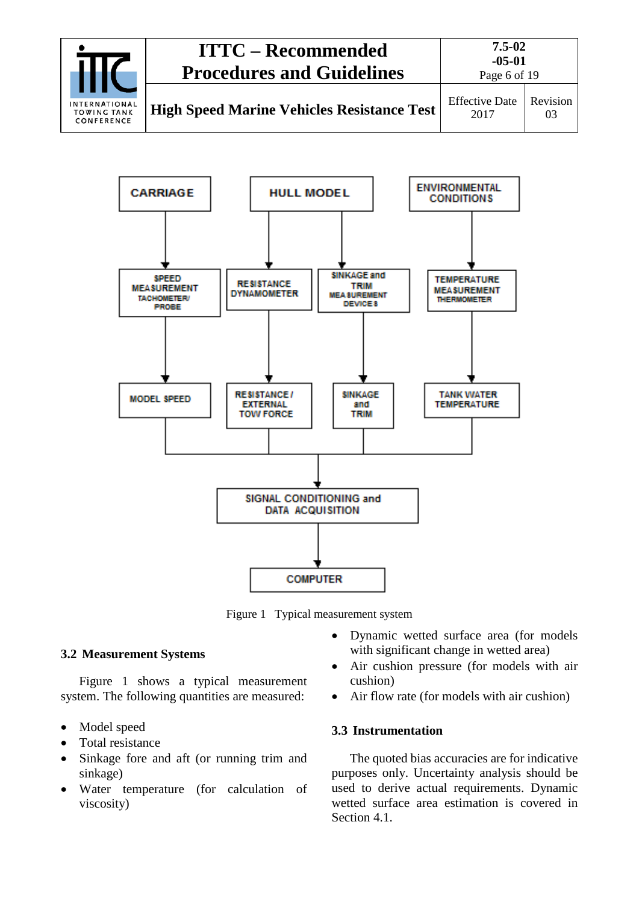Figure 1 Typical measurement system

### 3.2 Measurement Systems

Figure 1 shows a typical measurement system. The following quantities are measured:

- Model speed
- Total resistance
- Sinkage fore and aft (or running trim and sinkage)
- Water temperature (for calculation of viscosity)
- Dynamic wetted surface area (for models with significant change in wetted area)
- Air cushion pressure (for models with air cushion)
- Air flow rate (for models with air cushion)

### 3.3 Instrumentation

The quoted bias accuracies are for indicative purposes only. Uncertainty analysis should be used to derive actual requirements. Dynamic wetted surface area estimation is covered in Section 4.1.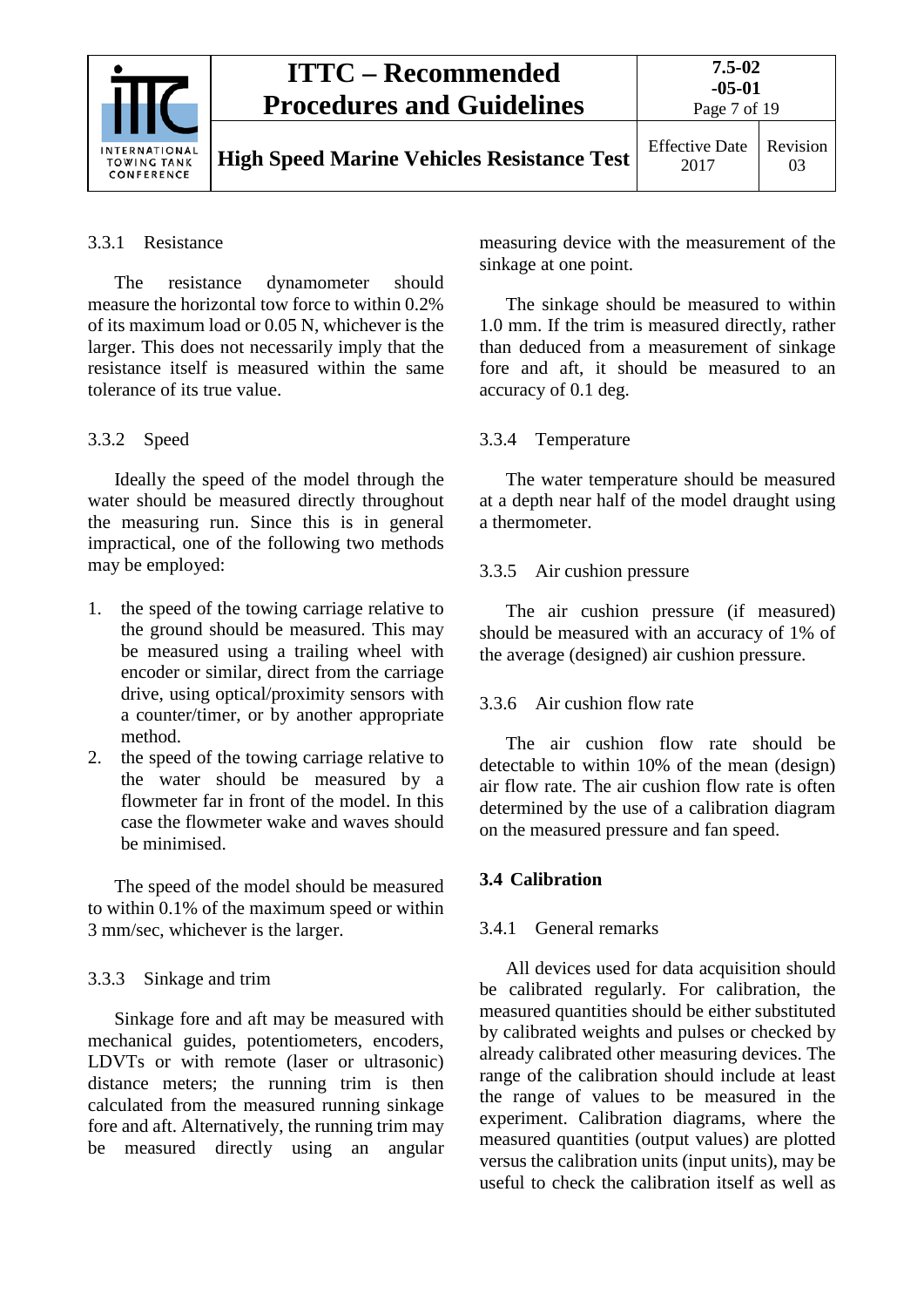#### 3.3.1 Resistance

The resistance dynamometer should measure the horizontal tow force to within 0.2% of its maximum load or 0.05 N, whichever is the larger. This does not necessarily imply that the resistance itself is measured within the same tolerance of its true value.

#### 3.3.2 Speed

Ideally the speed of the model through the water should be measured directly throughout the measuring run. Since this is in general impractical, one of the following two methods may be employed:

1. the speed of the towing carriage relative to the ground should be measured. This may be measured using a trailing wheel with encoder or similar, direct from the carriage drive, using optical/proximity sensors with a counter/timer, or by another appropriate method.
2. the speed of the towing carriage relative to the water should be measured by a flowmeter far in front of the model. In this case the flowmeter wake and waves should be minimised.

The speed of the model should be measured to within 0.1% of the maximum speed or within 3 mm/sec, whichever is the larger.

#### 3.3.3 Sinkage and trim

Sinkage fore and aft may be measured with mechanical guides, potentiometers, encoders, LDVTs or with remote (laser or ultrasonic) distance meters; the running trim is then calculated from the measured running sinkage fore and aft. Alternatively, the running trim may be measured directly using an angular measuring device with the measurement of the sinkage at one point.

The sinkage should be measured to within 1.0 mm. If the trim is measured directly, rather than deduced from a measurement of sinkage fore and aft, it should be measured to an accuracy of 0.1 deg.

#### 3.3.4 Temperature

The water temperature should be measured at a depth near half of the model draught using a thermometer.

#### 3.3.5 Air cushion pressure

The air cushion pressure (if measured) should be measured with an accuracy of 1% of the average (designed) air cushion pressure.

#### 3.3.6 Air cushion flow rate

The air cushion flow rate should be detectable to within 10% of the mean (design) air flow rate. The air cushion flow rate is often determined by the use of a calibration diagram on the measured pressure and fan speed.

### 3.4 Calibration

#### 3.4.1 General remarks

All devices used for data acquisition should be calibrated regularly. For calibration, the measured quantities should be either substituted by calibrated weights and pulses or checked by already calibrated other measuring devices. The range of the calibration should include at least the range of values to be measured in the experiment. Calibration diagrams, where the measured quantities (output values) are plotted versus the calibration units (input units), may be useful to check the calibration itself as well as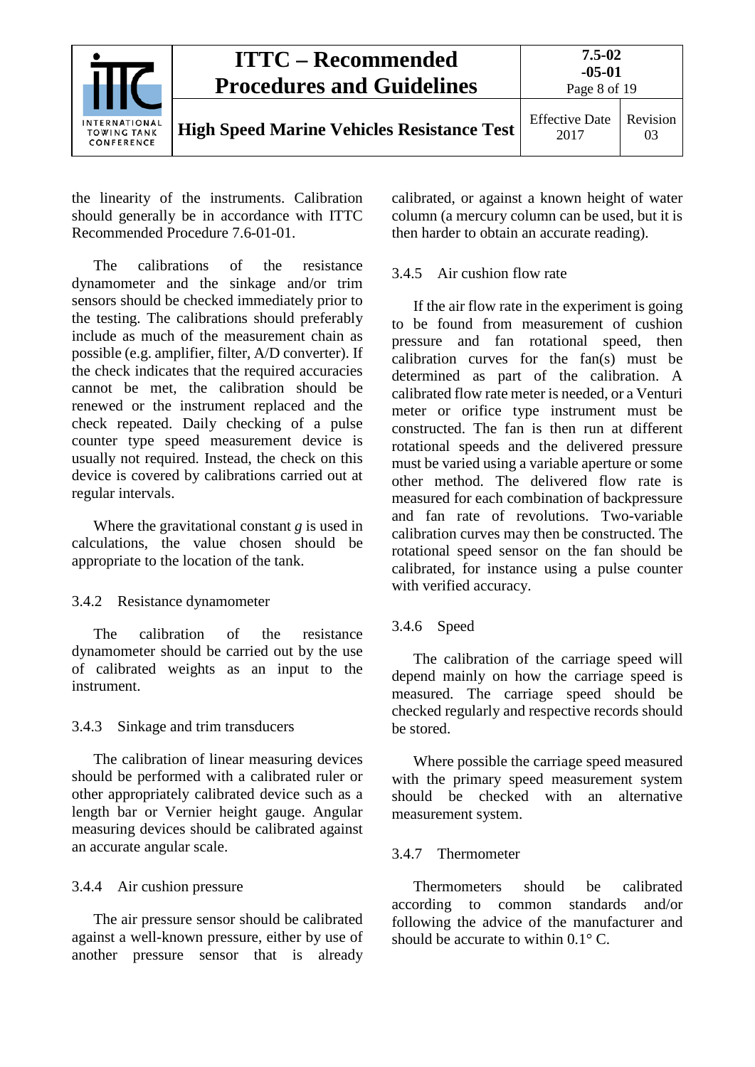the linearity of the instruments. Calibration should generally be in accordance with ITTC Recommended Procedure 7.6-01-01.

The calibrations of the resistance dynamometer and the sinkage and/or trim sensors should be checked immediately prior to the testing. The calibrations should preferably include as much of the measurement chain as possible (e.g. amplifier, filter, A/D converter). If the check indicates that the required accuracies cannot be met, the calibration should be renewed or the instrument replaced and the check repeated. Daily checking of a pulse counter type speed measurement device is usually not required. Instead, the check on this device is covered by calibrations carried out at regular intervals.

Where the gravitational constant $g$ is used in calculations, the value chosen should be appropriate to the location of the tank.

### 3.4.2 Resistance dynamometer

The calibration of the resistance dynamometer should be carried out by the use of calibrated weights as an input to the instrument.

### 3.4.3 Sinkage and trim transducers

The calibration of linear measuring devices should be performed with a calibrated ruler or other appropriately calibrated device such as a length bar or Vernier height gauge. Angular measuring devices should be calibrated against an accurate angular scale.

### 3.4.4 Air cushion pressure

The air pressure sensor should be calibrated against a well-known pressure, either by use of another pressure sensor that is already calibrated, or against a known height of water column (a mercury column can be used, but it is then harder to obtain an accurate reading).

### 3.4.5 Air cushion flow rate

If the air flow rate in the experiment is going to be found from measurement of cushion pressure and fan rotational speed, then calibration curves for the fan(s) must be determined as part of the calibration. A calibrated flow rate meter is needed, or a Venturi meter or orifice type instrument must be constructed. The fan is then run at different rotational speeds and the delivered pressure must be varied using a variable aperture or some other method. The delivered flow rate is measured for each combination of backpressure and fan rate of revolutions. Two-variable calibration curves may then be constructed. The rotational speed sensor on the fan should be calibrated, for instance using a pulse counter with verified accuracy.

### 3.4.6 Speed

The calibration of the carriage speed will depend mainly on how the carriage speed is measured. The carriage speed should be checked regularly and respective records should be stored.

Where possible the carriage speed measured with the primary speed measurement system should be checked with an alternative measurement system.

### 3.4.7 Thermometer

Thermometers should be calibrated according to common standards and/or following the advice of the manufacturer and should be accurate to within 0.1° C.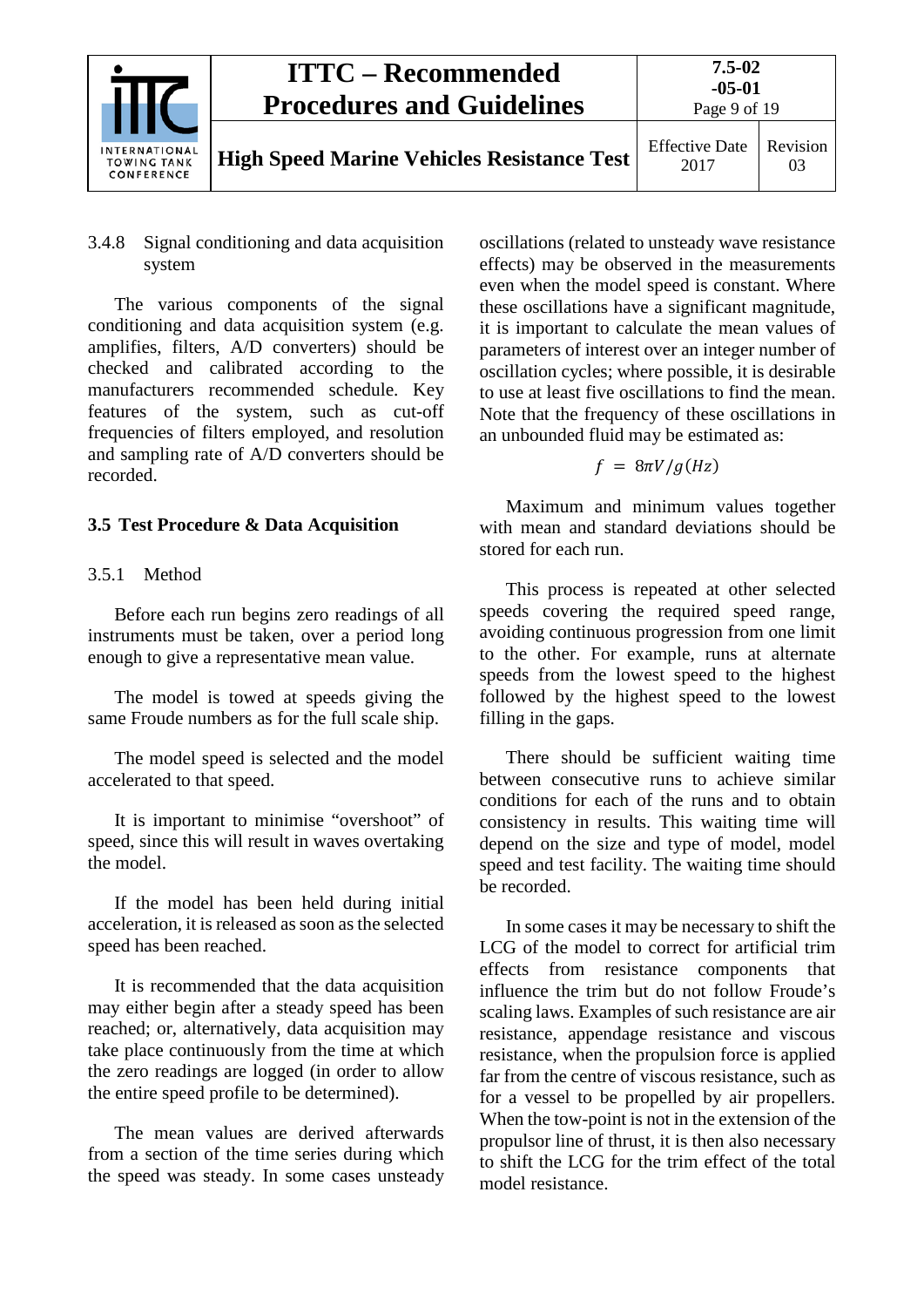#### 3.4.8 Signal conditioning and data acquisition system

The various components of the signal conditioning and data acquisition system (e.g. amplifies, filters, A/D converters) should be checked and calibrated according to the manufacturers recommended schedule. Key features of the system, such as cut-off frequencies of filters employed, and resolution and sampling rate of A/D converters should be recorded.

### 3.5 Test Procedure & Data Acquisition

#### 3.5.1 Method

Before each run begins zero readings of all instruments must be taken, over a period long enough to give a representative mean value.

The model is towed at speeds giving the same Froude numbers as for the full scale ship.

The model speed is selected and the model accelerated to that speed.

It is important to minimise "overshoot" of speed, since this will result in waves overtaking the model.

If the model has been held during initial acceleration, it is released as soon as the selected speed has been reached.

It is recommended that the data acquisition may either begin after a steady speed has been reached; or, alternatively, data acquisition may take place continuously from the time at which the zero readings are logged (in order to allow the entire speed profile to be determined).

The mean values are derived afterwards from a section of the time series during which the speed was steady. In some cases unsteady oscillations (related to unsteady wave resistance effects) may be observed in the measurements even when the model speed is constant. Where these oscillations have a significant magnitude, it is important to calculate the mean values of parameters of interest over an integer number of oscillation cycles; where possible, it is desirable to use at least five oscillations to find the mean. Note that the frequency of these oscillations in an unbounded fluid may be estimated as:

$$f = 8\pi V/g (Hz)$$

Maximum and minimum values together with mean and standard deviations should be stored for each run.

This process is repeated at other selected speeds covering the required speed range, avoiding continuous progression from one limit to the other. For example, runs at alternate speeds from the lowest speed to the highest followed by the highest speed to the lowest filling in the gaps.

There should be sufficient waiting time between consecutive runs to achieve similar conditions for each of the runs and to obtain consistency in results. This waiting time will depend on the size and type of model, model speed and test facility. The waiting time should be recorded.

In some cases it may be necessary to shift the LCG of the model to correct for artificial trim effects from resistance components that influence the trim but do not follow Froude's scaling laws. Examples of such resistance are air resistance, appendage resistance and viscous resistance, when the propulsion force is applied far from the centre of viscous resistance, such as for a vessel to be propelled by air propellers. When the tow-point is not in the extension of the propulsor line of thrust, it is then also necessary to shift the LCG for the trim effect of the total model resistance.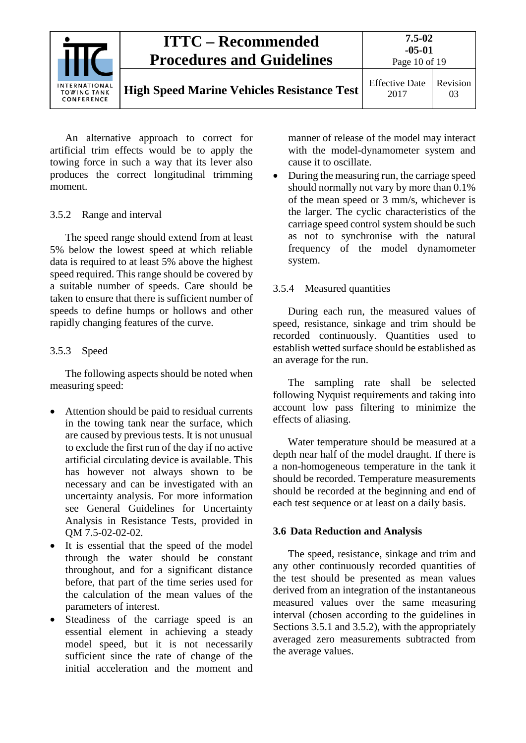An alternative approach to correct for artificial trim effects would be to apply the towing force in such a way that its lever also produces the correct longitudinal trimming moment.

### 3.5.2 Range and interval

The speed range should extend from at least 5% below the lowest speed at which reliable data is required to at least 5% above the highest speed required. This range should be covered by a suitable number of speeds. Care should be taken to ensure that there is sufficient number of speeds to define humps or hollows and other rapidly changing features of the curve.

### 3.5.3 Speed

The following aspects should be noted when measuring speed:

- Attention should be paid to residual currents in the towing tank near the surface, which are caused by previous tests. It is not unusual to exclude the first run of the day if no active artificial circulating device is available. This has however not always shown to be necessary and can be investigated with an uncertainty analysis. For more information see General Guidelines for Uncertainty Analysis in Resistance Tests, provided in QM 7.5-02-02-02.
- It is essential that the speed of the model through the water should be constant throughout, and for a significant distance before, that part of the time series used for the calculation of the mean values of the parameters of interest.
- Steadiness of the carriage speed is an essential element in achieving a steady model speed, but it is not necessarily sufficient since the rate of change of the initial acceleration and the moment and manner of release of the model may interact with the model-dynamometer system and cause it to oscillate.
- During the measuring run, the carriage speed should normally not vary by more than 0.1% of the mean speed or 3 mm/s, whichever is the larger. The cyclic characteristics of the carriage speed control system should be such as not to synchronise with the natural frequency of the model dynamometer system.

### 3.5.4 Measured quantities

During each run, the measured values of speed, resistance, sinkage and trim should be recorded continuously. Quantities used to establish wetted surface should be established as an average for the run.

The sampling rate shall be selected following Nyquist requirements and taking into account low pass filtering to minimize the effects of aliasing.

Water temperature should be measured at a depth near half of the model draught. If there is a non-homogeneous temperature in the tank it should be recorded. Temperature measurements should be recorded at the beginning and end of each test sequence or at least on a daily basis.

## 3.6 Data Reduction and Analysis

The speed, resistance, sinkage and trim and any other continuously recorded quantities of the test should be presented as mean values derived from an integration of the instantaneous measured values over the same measuring interval (chosen according to the guidelines in Sections 3.5.1 and 3.5.2), with the appropriately averaged zero measurements subtracted from the average values.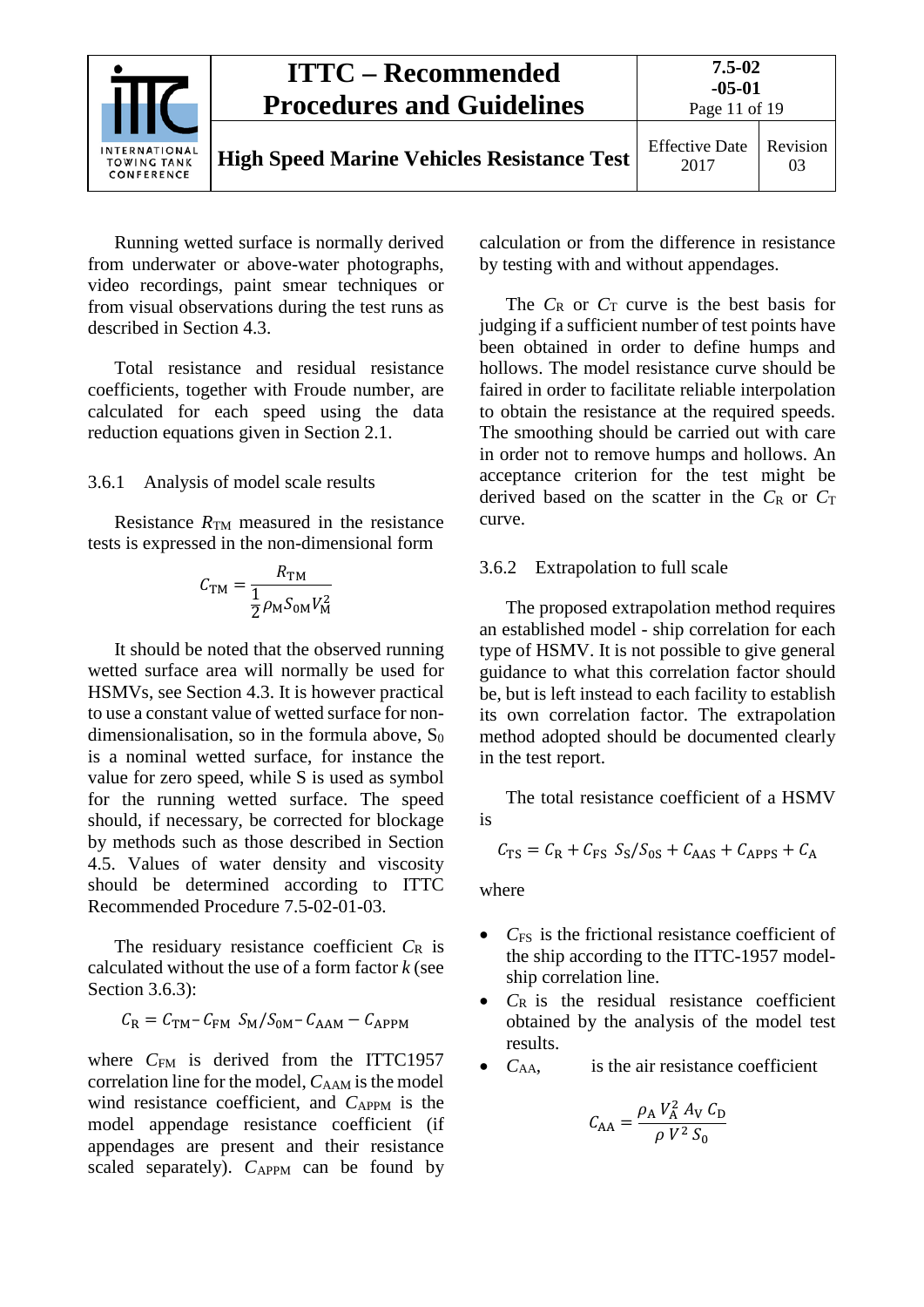Running wetted surface is normally derived from underwater or above-water photographs, video recordings, paint smear techniques or from visual observations during the test runs as described in Section 4.3.

Total resistance and residual resistance coefficients, together with Froude number, are calculated for each speed using the data reduction equations given in Section 2.1.

#### 3.6.1 Analysis of model scale results

Resistance $R_{\text{TM}}$ measured in the resistance tests is expressed in the non-dimensional form

$$C_{\text{TM}} = \frac{R_{\text{TM}}}{\frac{1}{2}\rho_{\text{M}} S_{0\text{M}} V_{\text{M}}^2}$$

It should be noted that the observed running wetted surface area will normally be used for HSMVs, see Section 4.3. It is however practical to use a constant value of wetted surface for non-dimensionalisation, so in the formula above, $S_0$ is a nominal wetted surface, for instance the value for zero speed, while S is used as symbol for the running wetted surface. The speed should, if necessary, be corrected for blockage by methods such as those described in Section 4.5. Values of water density and viscosity should be determined according to ITTC Recommended Procedure 7.5-02-01-03.

The residuary resistance coefficient $C_{\text{R}}$ is calculated without the use of a form factor $k$ (see Section 3.6.3):

$$C_{\text{R}} = C_{\text{TM}} - C_{\text{FM}}\ S_{\text{M}}/S_{0\text{M}} - C_{\text{AAM}} - C_{\text{APPM}}$$

where $C_{\text{FM}}$ is derived from the ITTC1957 correlation line for the model, $C_{\text{AAM}}$ is the model wind resistance coefficient, and $C_{\text{APPM}}$ is the model appendage resistance coefficient (if appendages are present and their resistance scaled separately). $C_{\text{APPM}}$ can be found by calculation or from the difference in resistance by testing with and without appendages.

The $C_{\text{R}}$ or $C_{\text{T}}$ curve is the best basis for judging if a sufficient number of test points have been obtained in order to define humps and hollows. The model resistance curve should be faired in order to facilitate reliable interpolation to obtain the resistance at the required speeds. The smoothing should be carried out with care in order not to remove humps and hollows. An acceptance criterion for the test might be derived based on the scatter in the $C_{\text{R}}$ or $C_{\text{T}}$ curve.

#### 3.6.2 Extrapolation to full scale

The proposed extrapolation method requires an established model - ship correlation for each type of HSMV. It is not possible to give general guidance to what this correlation factor should be, but is left instead to each facility to establish its own correlation factor. The extrapolation method adopted should be documented clearly in the test report.

The total resistance coefficient of a HSMV is

$$C_{\text{TS}} = C_{\text{R}} + C_{\text{FS}}\ S_{\text{S}}/S_{0\text{S}} + C_{\text{AAS}} + C_{\text{APPS}} + C_{\text{A}}$$

where

- $C_{\text{FS}}$ is the frictional resistance coefficient of the ship according to the ITTC-1957 model-ship correlation line.
- $C_{\text{R}}$ is the residual resistance coefficient obtained by the analysis of the model test results.
- $C_{\text{AA}}$, is the air resistance coefficient

$$C_{\text{AA}} = \frac{\rho_{\text{A}}\, V_{\text{A}}^2\, A_{\text{V}}\, C_{\text{D}}}{\rho\, V^2\, S_0}$$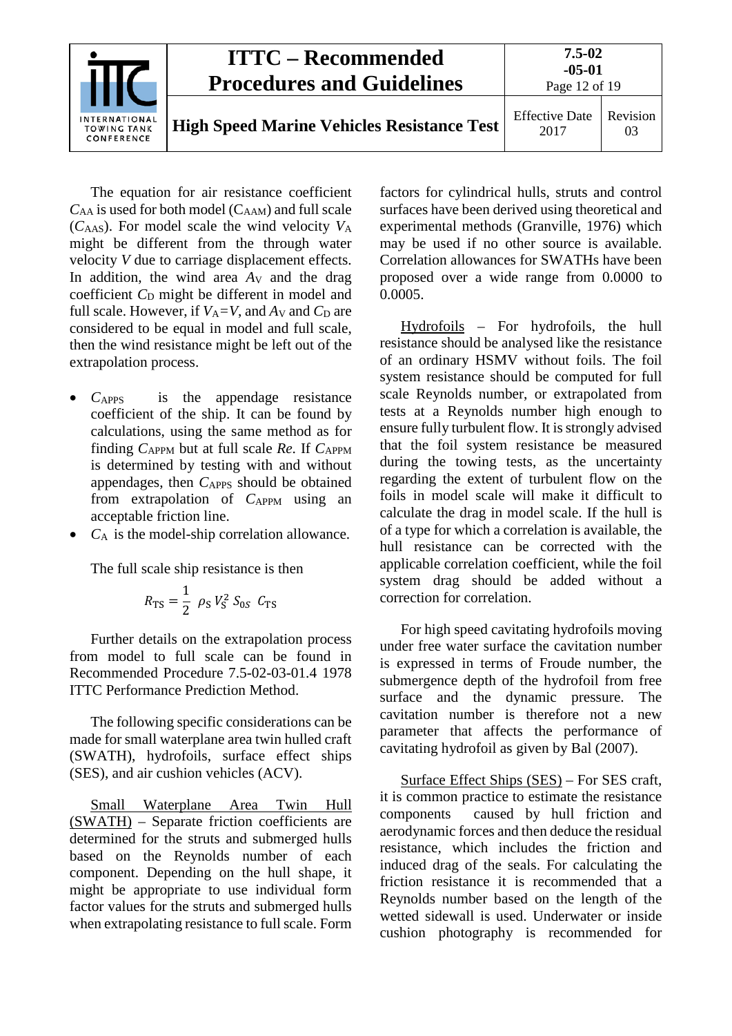The equation for air resistance coefficient $C_{AA}$ is used for both model ($C_{AAM}$) and full scale ($C_{AAS}$). For model scale the wind velocity $V_A$ might be different from the through water velocity $V$ due to carriage displacement effects. In addition, the wind area $A_V$ and the drag coefficient $C_D$ might be different in model and full scale. However, if $V_A$=$V$, and $A_V$ and $C_D$ are considered to be equal in model and full scale, then the wind resistance might be left out of the extrapolation process.

- $C_{APPS}$ is the appendage resistance coefficient of the ship. It can be found by calculations, using the same method as for finding $C_{APPM}$ but at full scale $Re$. If $C_{APPM}$ is determined by testing with and without appendages, then $C_{APPS}$ should be obtained from extrapolation of $C_{APPM}$ using an acceptable friction line.
- $C_A$ is the model-ship correlation allowance.

The full scale ship resistance is then

$$R_{TS} = \frac{1}{2}\ \rho_S\, V_S^2\, S_{0S}\ C_{TS}$$

Further details on the extrapolation process from model to full scale can be found in Recommended Procedure 7.5-02-03-01.4 1978 ITTC Performance Prediction Method.

The following specific considerations can be made for small waterplane area twin hulled craft (SWATH), hydrofoils, surface effect ships (SES), and air cushion vehicles (ACV).

Small Waterplane Area Twin Hull (SWATH) – Separate friction coefficients are determined for the struts and submerged hulls based on the Reynolds number of each component. Depending on the hull shape, it might be appropriate to use individual form factor values for the struts and submerged hulls when extrapolating resistance to full scale. Form factors for cylindrical hulls, struts and control surfaces have been derived using theoretical and experimental methods (Granville, 1976) which may be used if no other source is available. Correlation allowances for SWATHs have been proposed over a wide range from 0.0000 to 0.0005.

Hydrofoils – For hydrofoils, the hull resistance should be analysed like the resistance of an ordinary HSMV without foils. The foil system resistance should be computed for full scale Reynolds number, or extrapolated from tests at a Reynolds number high enough to ensure fully turbulent flow. It is strongly advised that the foil system resistance be measured during the towing tests, as the uncertainty regarding the extent of turbulent flow on the foils in model scale will make it difficult to calculate the drag in model scale. If the hull is of a type for which a correlation is available, the hull resistance can be corrected with the applicable correlation coefficient, while the foil system drag should be added without a correction for correlation.

For high speed cavitating hydrofoils moving under free water surface the cavitation number is expressed in terms of Froude number, the submergence depth of the hydrofoil from free surface and the dynamic pressure. The cavitation number is therefore not a new parameter that affects the performance of cavitating hydrofoil as given by Bal (2007).

Surface Effect Ships (SES) – For SES craft, it is common practice to estimate the resistance components caused by hull friction and aerodynamic forces and then deduce the residual resistance, which includes the friction and induced drag of the seals. For calculating the friction resistance it is recommended that a Reynolds number based on the length of the wetted sidewall is used. Underwater or inside cushion photography is recommended for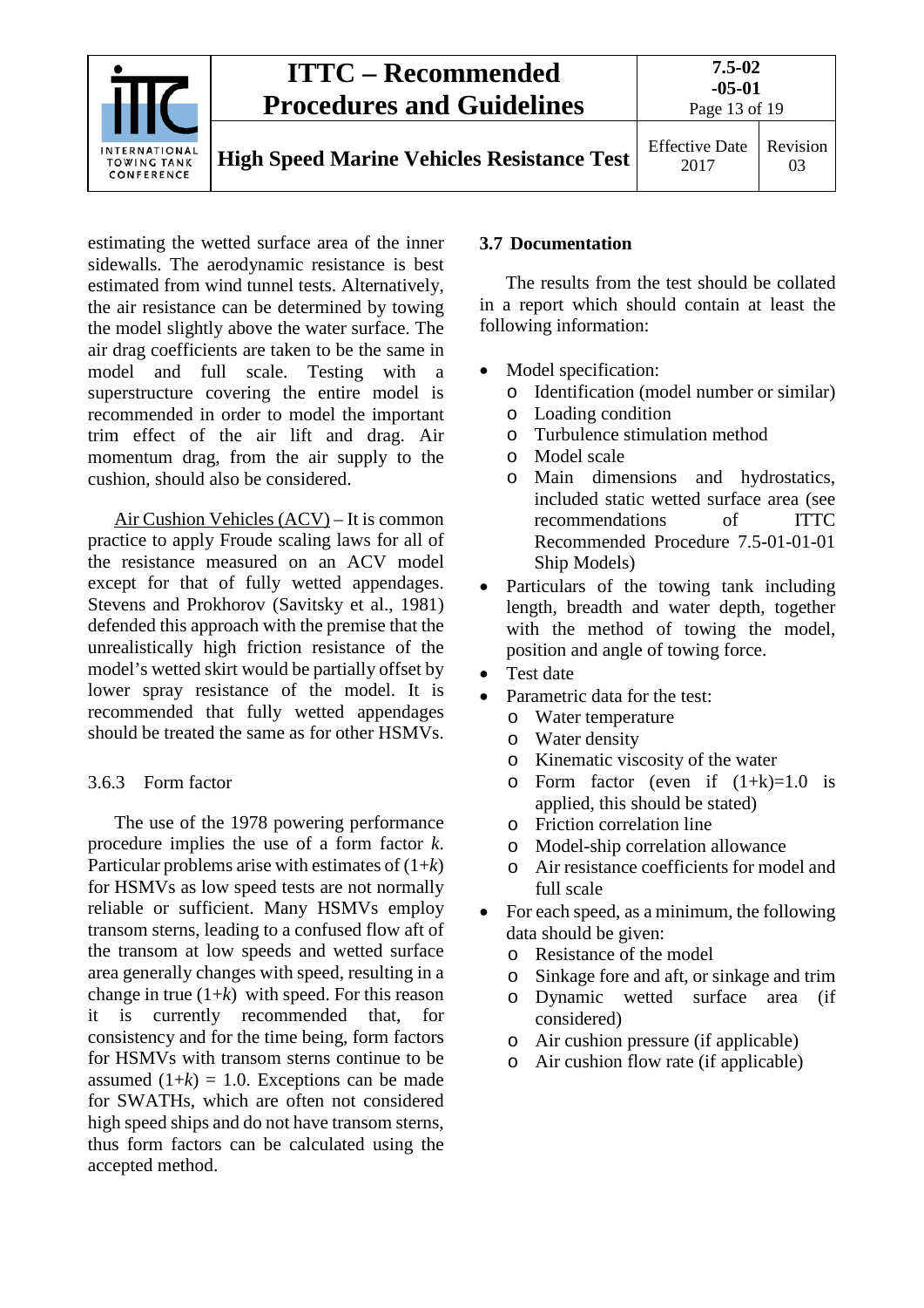estimating the wetted surface area of the inner sidewalls. The aerodynamic resistance is best estimated from wind tunnel tests. Alternatively, the air resistance can be determined by towing the model slightly above the water surface. The air drag coefficients are taken to be the same in model and full scale. Testing with a superstructure covering the entire model is recommended in order to model the important trim effect of the air lift and drag. Air momentum drag, from the air supply to the cushion, should also be considered.

Air Cushion Vehicles (ACV) – It is common practice to apply Froude scaling laws for all of the resistance measured on an ACV model except for that of fully wetted appendages. Stevens and Prokhorov (Savitsky et al., 1981) defended this approach with the premise that the unrealistically high friction resistance of the model's wetted skirt would be partially offset by lower spray resistance of the model. It is recommended that fully wetted appendages should be treated the same as for other HSMVs.

### 3.6.3 Form factor

The use of the 1978 powering performance procedure implies the use of a form factor $k$. Particular problems arise with estimates of $(1+k)$ for HSMVs as low speed tests are not normally reliable or sufficient. Many HSMVs employ transom sterns, leading to a confused flow aft of the transom at low speeds and wetted surface area generally changes with speed, resulting in a change in true $(1+k)$ with speed. For this reason it is currently recommended that, for consistency and for the time being, form factors for HSMVs with transom sterns continue to be assumed $(1+k) = 1.0$. Exceptions can be made for SWATHs, which are often not considered high speed ships and do not have transom sterns, thus form factors can be calculated using the accepted method.

## 3.7 Documentation

The results from the test should be collated in a report which should contain at least the following information:

- Model specification:
  - Identification (model number or similar)
  - Loading condition
  - Turbulence stimulation method
  - Model scale
  - Main dimensions and hydrostatics, included static wetted surface area (see recommendations of ITTC Recommended Procedure 7.5-01-01-01 Ship Models)
- Particulars of the towing tank including length, breadth and water depth, together with the method of towing the model, position and angle of towing force.
- Test date
- Parametric data for the test:
  - Water temperature
  - Water density
  - Kinematic viscosity of the water
  - Form factor (even if $(1+k)=1.0$ is applied, this should be stated)
  - Friction correlation line
  - Model-ship correlation allowance
  - Air resistance coefficients for model and full scale
- For each speed, as a minimum, the following data should be given:
  - Resistance of the model
  - Sinkage fore and aft, or sinkage and trim
  - Dynamic wetted surface area (if considered)
  - Air cushion pressure (if applicable)
  - Air cushion flow rate (if applicable)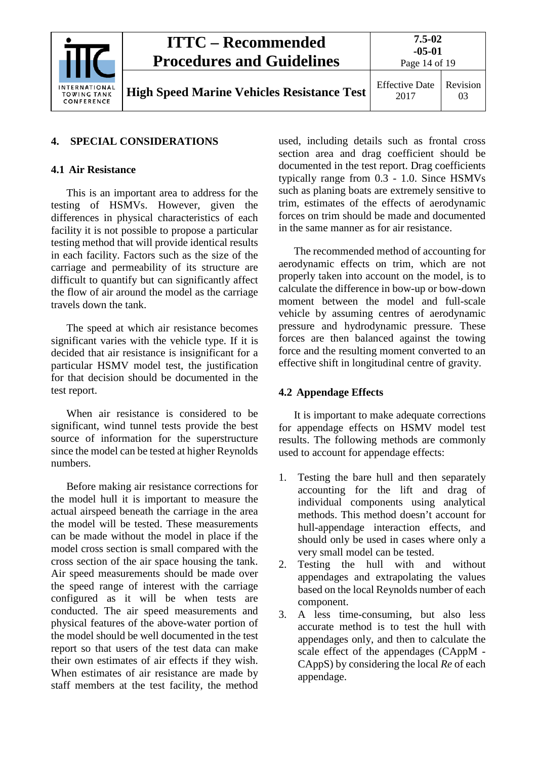## 4. SPECIAL CONSIDERATIONS

### 4.1 Air Resistance

This is an important area to address for the testing of HSMVs. However, given the differences in physical characteristics of each facility it is not possible to propose a particular testing method that will provide identical results in each facility. Factors such as the size of the carriage and permeability of its structure are difficult to quantify but can significantly affect the flow of air around the model as the carriage travels down the tank.

The speed at which air resistance becomes significant varies with the vehicle type. If it is decided that air resistance is insignificant for a particular HSMV model test, the justification for that decision should be documented in the test report.

When air resistance is considered to be significant, wind tunnel tests provide the best source of information for the superstructure since the model can be tested at higher Reynolds numbers.

Before making air resistance corrections for the model hull it is important to measure the actual airspeed beneath the carriage in the area the model will be tested. These measurements can be made without the model in place if the model cross section is small compared with the cross section of the air space housing the tank. Air speed measurements should be made over the speed range of interest with the carriage configured as it will be when tests are conducted. The air speed measurements and physical features of the above-water portion of the model should be well documented in the test report so that users of the test data can make their own estimates of air effects if they wish. When estimates of air resistance are made by staff members at the test facility, the method used, including details such as frontal cross section area and drag coefficient should be documented in the test report. Drag coefficients typically range from 0.3 - 1.0. Since HSMVs such as planing boats are extremely sensitive to trim, estimates of the effects of aerodynamic forces on trim should be made and documented in the same manner as for air resistance.

The recommended method of accounting for aerodynamic effects on trim, which are not properly taken into account on the model, is to calculate the difference in bow-up or bow-down moment between the model and full-scale vehicle by assuming centres of aerodynamic pressure and hydrodynamic pressure. These forces are then balanced against the towing force and the resulting moment converted to an effective shift in longitudinal centre of gravity.

### 4.2 Appendage Effects

It is important to make adequate corrections for appendage effects on HSMV model test results. The following methods are commonly used to account for appendage effects:

1. Testing the bare hull and then separately accounting for the lift and drag of individual components using analytical methods. This method doesn't account for hull-appendage interaction effects, and should only be used in cases where only a very small model can be tested.
2. Testing the hull with and without appendages and extrapolating the values based on the local Reynolds number of each component.
3. A less time-consuming, but also less accurate method is to test the hull with appendages only, and then to calculate the scale effect of the appendages (CAppM - CAppS) by considering the local *Re* of each appendage.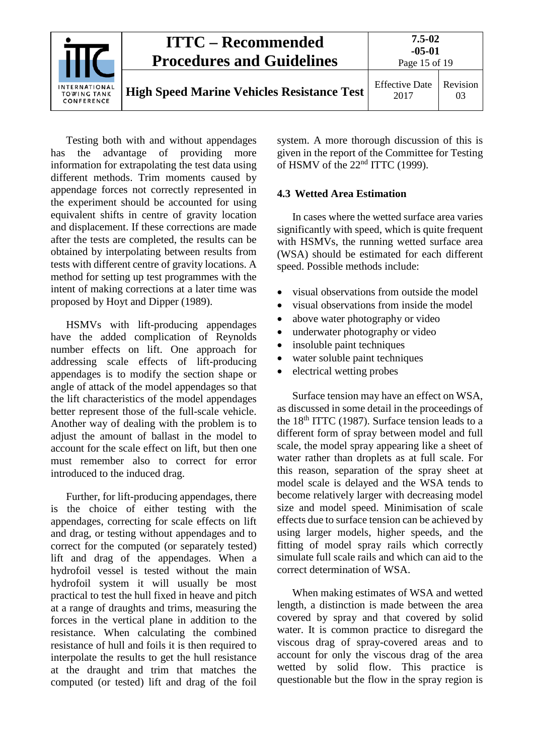Testing both with and without appendages has the advantage of providing more information for extrapolating the test data using different methods. Trim moments caused by appendage forces not correctly represented in the experiment should be accounted for using equivalent shifts in centre of gravity location and displacement. If these corrections are made after the tests are completed, the results can be obtained by interpolating between results from tests with different centre of gravity locations. A method for setting up test programmes with the intent of making corrections at a later time was proposed by Hoyt and Dipper (1989).

HSMVs with lift-producing appendages have the added complication of Reynolds number effects on lift. One approach for addressing scale effects of lift-producing appendages is to modify the section shape or angle of attack of the model appendages so that the lift characteristics of the model appendages better represent those of the full-scale vehicle. Another way of dealing with the problem is to adjust the amount of ballast in the model to account for the scale effect on lift, but then one must remember also to correct for error introduced to the induced drag.

Further, for lift-producing appendages, there is the choice of either testing with the appendages, correcting for scale effects on lift and drag, or testing without appendages and to correct for the computed (or separately tested) lift and drag of the appendages. When a hydrofoil vessel is tested without the main hydrofoil system it will usually be most practical to test the hull fixed in heave and pitch at a range of draughts and trims, measuring the forces in the vertical plane in addition to the resistance. When calculating the combined resistance of hull and foils it is then required to interpolate the results to get the hull resistance at the draught and trim that matches the computed (or tested) lift and drag of the foil system. A more thorough discussion of this is given in the report of the Committee for Testing of HSMV of the 22nd ITTC (1999).

### 4.3 Wetted Area Estimation

In cases where the wetted surface area varies significantly with speed, which is quite frequent with HSMVs, the running wetted surface area (WSA) should be estimated for each different speed. Possible methods include:

- visual observations from outside the model
- visual observations from inside the model
- above water photography or video
- underwater photography or video
- insoluble paint techniques
- water soluble paint techniques
- electrical wetting probes

Surface tension may have an effect on WSA, as discussed in some detail in the proceedings of the 18th ITTC (1987). Surface tension leads to a different form of spray between model and full scale, the model spray appearing like a sheet of water rather than droplets as at full scale. For this reason, separation of the spray sheet at model scale is delayed and the WSA tends to become relatively larger with decreasing model size and model speed. Minimisation of scale effects due to surface tension can be achieved by using larger models, higher speeds, and the fitting of model spray rails which correctly simulate full scale rails and which can aid to the correct determination of WSA.

When making estimates of WSA and wetted length, a distinction is made between the area covered by spray and that covered by solid water. It is common practice to disregard the viscous drag of spray-covered areas and to account for only the viscous drag of the area wetted by solid flow. This practice is questionable but the flow in the spray region is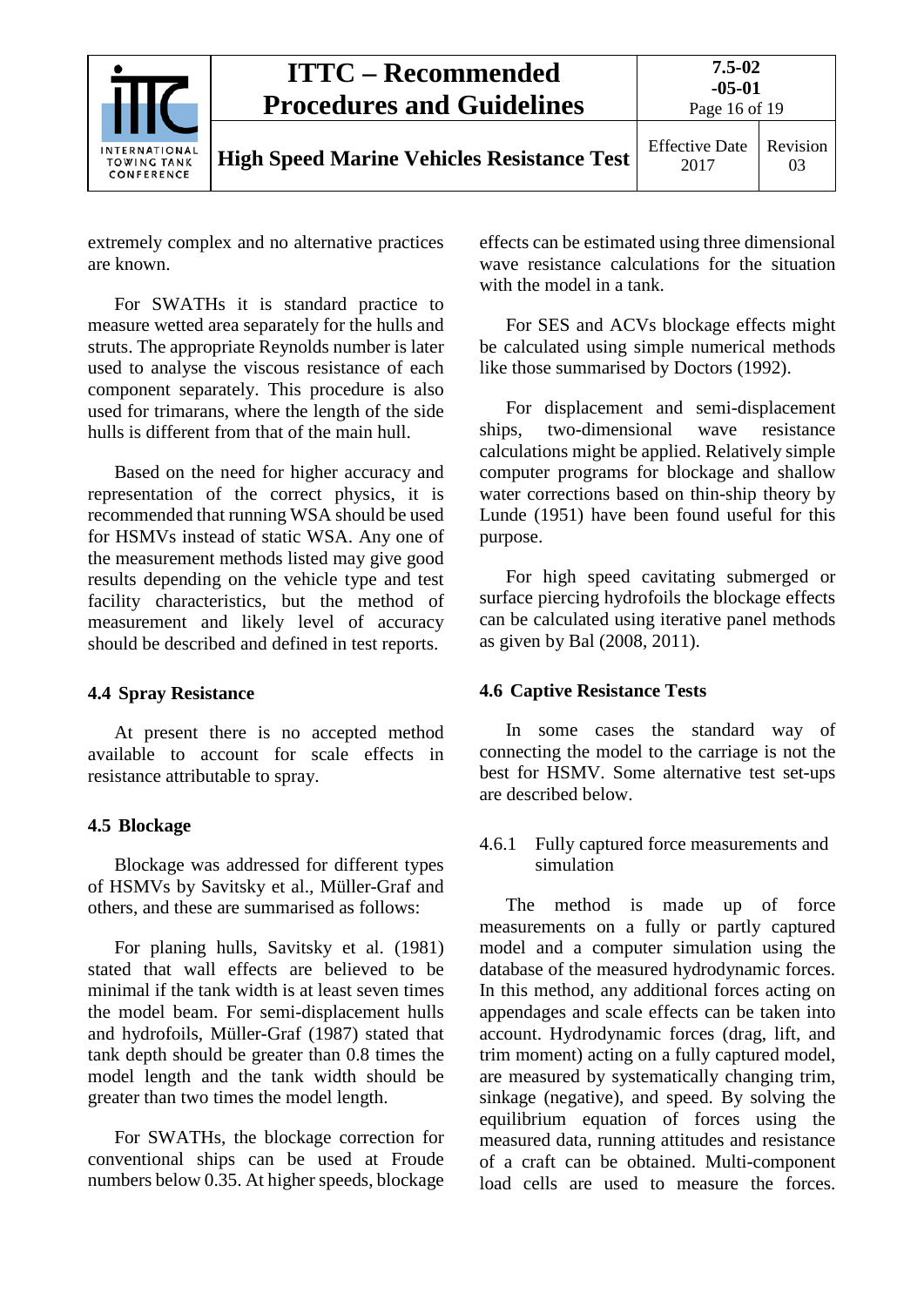extremely complex and no alternative practices are known.

For SWATHs it is standard practice to measure wetted area separately for the hulls and struts. The appropriate Reynolds number is later used to analyse the viscous resistance of each component separately. This procedure is also used for trimarans, where the length of the side hulls is different from that of the main hull.

Based on the need for higher accuracy and representation of the correct physics, it is recommended that running WSA should be used for HSMVs instead of static WSA. Any one of the measurement methods listed may give good results depending on the vehicle type and test facility characteristics, but the method of measurement and likely level of accuracy should be described and defined in test reports.

### 4.4 Spray Resistance

At present there is no accepted method available to account for scale effects in resistance attributable to spray.

### 4.5 Blockage

Blockage was addressed for different types of HSMVs by Savitsky et al., Müller-Graf and others, and these are summarised as follows:

For planing hulls, Savitsky et al. (1981) stated that wall effects are believed to be minimal if the tank width is at least seven times the model beam. For semi-displacement hulls and hydrofoils, Müller-Graf (1987) stated that tank depth should be greater than 0.8 times the model length and the tank width should be greater than two times the model length.

For SWATHs, the blockage correction for conventional ships can be used at Froude numbers below 0.35. At higher speeds, blockage effects can be estimated using three dimensional wave resistance calculations for the situation with the model in a tank.

For SES and ACVs blockage effects might be calculated using simple numerical methods like those summarised by Doctors (1992).

For displacement and semi-displacement ships, two-dimensional wave resistance calculations might be applied. Relatively simple computer programs for blockage and shallow water corrections based on thin-ship theory by Lunde (1951) have been found useful for this purpose.

For high speed cavitating submerged or surface piercing hydrofoils the blockage effects can be calculated using iterative panel methods as given by Bal (2008, 2011).

### 4.6 Captive Resistance Tests

In some cases the standard way of connecting the model to the carriage is not the best for HSMV. Some alternative test set-ups are described below.

#### 4.6.1 Fully captured force measurements and simulation

The method is made up of force measurements on a fully or partly captured model and a computer simulation using the database of the measured hydrodynamic forces. In this method, any additional forces acting on appendages and scale effects can be taken into account. Hydrodynamic forces (drag, lift, and trim moment) acting on a fully captured model, are measured by systematically changing trim, sinkage (negative), and speed. By solving the equilibrium equation of forces using the measured data, running attitudes and resistance of a craft can be obtained. Multi-component load cells are used to measure the forces.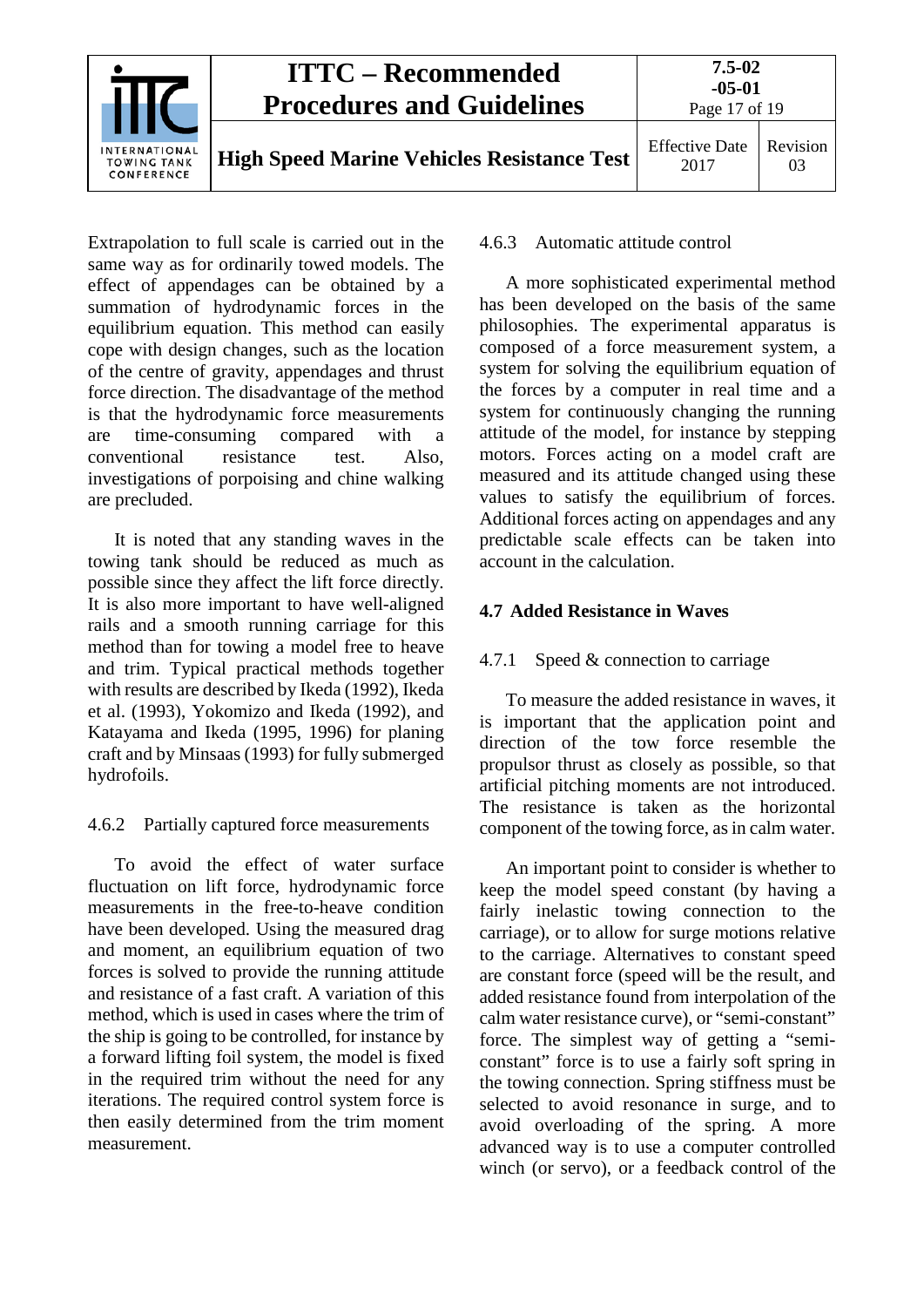Extrapolation to full scale is carried out in the same way as for ordinarily towed models. The effect of appendages can be obtained by a summation of hydrodynamic forces in the equilibrium equation. This method can easily cope with design changes, such as the location of the centre of gravity, appendages and thrust force direction. The disadvantage of the method is that the hydrodynamic force measurements are time-consuming compared with a conventional resistance test. Also, investigations of porpoising and chine walking are precluded.

It is noted that any standing waves in the towing tank should be reduced as much as possible since they affect the lift force directly. It is also more important to have well-aligned rails and a smooth running carriage for this method than for towing a model free to heave and trim. Typical practical methods together with results are described by Ikeda (1992), Ikeda et al. (1993), Yokomizo and Ikeda (1992), and Katayama and Ikeda (1995, 1996) for planing craft and by Minsaas (1993) for fully submerged hydrofoils.

#### 4.6.2 Partially captured force measurements

To avoid the effect of water surface fluctuation on lift force, hydrodynamic force measurements in the free-to-heave condition have been developed. Using the measured drag and moment, an equilibrium equation of two forces is solved to provide the running attitude and resistance of a fast craft. A variation of this method, which is used in cases where the trim of the ship is going to be controlled, for instance by a forward lifting foil system, the model is fixed in the required trim without the need for any iterations. The required control system force is then easily determined from the trim moment measurement.

#### 4.6.3 Automatic attitude control

A more sophisticated experimental method has been developed on the basis of the same philosophies. The experimental apparatus is composed of a force measurement system, a system for solving the equilibrium equation of the forces by a computer in real time and a system for continuously changing the running attitude of the model, for instance by stepping motors. Forces acting on a model craft are measured and its attitude changed using these values to satisfy the equilibrium of forces. Additional forces acting on appendages and any predictable scale effects can be taken into account in the calculation.

### 4.7 Added Resistance in Waves

#### 4.7.1 Speed & connection to carriage

To measure the added resistance in waves, it is important that the application point and direction of the tow force resemble the propulsor thrust as closely as possible, so that artificial pitching moments are not introduced. The resistance is taken as the horizontal component of the towing force, as in calm water.

An important point to consider is whether to keep the model speed constant (by having a fairly inelastic towing connection to the carriage), or to allow for surge motions relative to the carriage. Alternatives to constant speed are constant force (speed will be the result, and added resistance found from interpolation of the calm water resistance curve), or "semi-constant" force. The simplest way of getting a "semi-constant" force is to use a fairly soft spring in the towing connection. Spring stiffness must be selected to avoid resonance in surge, and to avoid overloading of the spring. A more advanced way is to use a computer controlled winch (or servo), or a feedback control of the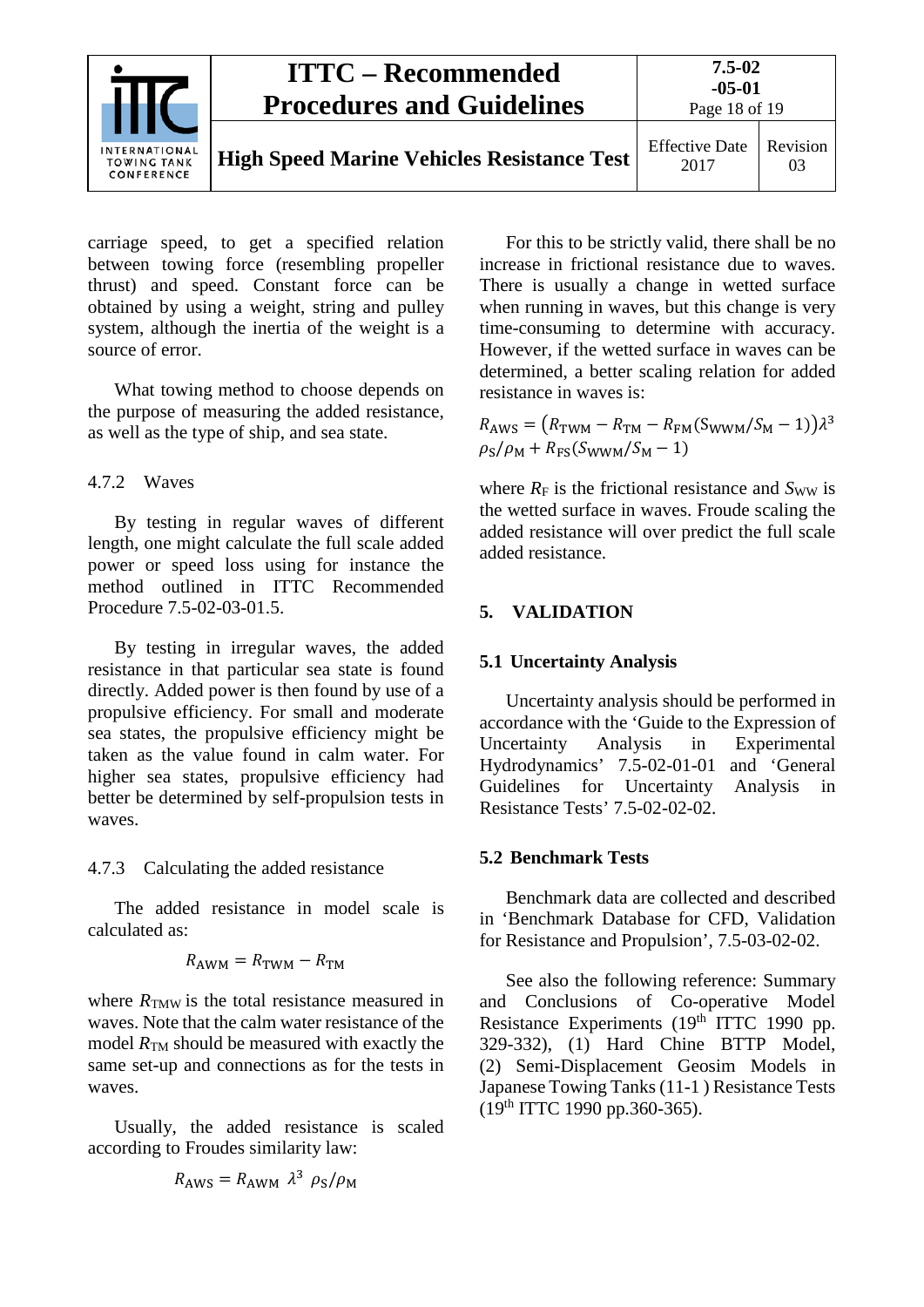carriage speed, to get a specified relation between towing force (resembling propeller thrust) and speed. Constant force can be obtained by using a weight, string and pulley system, although the inertia of the weight is a source of error.

What towing method to choose depends on the purpose of measuring the added resistance, as well as the type of ship, and sea state.

#### 4.7.2 Waves

By testing in regular waves of different length, one might calculate the full scale added power or speed loss using for instance the method outlined in ITTC Recommended Procedure 7.5-02-03-01.5.

By testing in irregular waves, the added resistance in that particular sea state is found directly. Added power is then found by use of a propulsive efficiency. For small and moderate sea states, the propulsive efficiency might be taken as the value found in calm water. For higher sea states, propulsive efficiency had better be determined by self-propulsion tests in waves.

#### 4.7.3 Calculating the added resistance

The added resistance in model scale is calculated as:

$$R_{\mathrm{AWM}} = R_{\mathrm{TWM}} - R_{\mathrm{TM}}$$

where $R_{\mathrm{TMW}}$ is the total resistance measured in waves. Note that the calm water resistance of the model $R_{\mathrm{TM}}$ should be measured with exactly the same set-up and connections as for the tests in waves.

Usually, the added resistance is scaled according to Froudes similarity law:

$$R_{\mathrm{AWS}} = R_{\mathrm{AWM}}\ \lambda^3\ \rho_{\mathrm{S}}/\rho_{\mathrm{M}}$$

For this to be strictly valid, there shall be no increase in frictional resistance due to waves. There is usually a change in wetted surface when running in waves, but this change is very time-consuming to determine with accuracy. However, if the wetted surface in waves can be determined, a better scaling relation for added resistance in waves is:

$$R_{\mathrm{AWS}} = \left(R_{\mathrm{TWM}} - R_{\mathrm{TM}} - R_{\mathrm{FM}}(S_{\mathrm{WWM}}/S_{\mathrm{M}} - 1)\right)\lambda^3 \rho_{\mathrm{S}}/\rho_{\mathrm{M}} + R_{\mathrm{FS}}(S_{\mathrm{WWM}}/S_{\mathrm{M}} - 1)$$

where $R_{\mathrm{F}}$ is the frictional resistance and $S_{\mathrm{WW}}$ is the wetted surface in waves. Froude scaling the added resistance will over predict the full scale added resistance.

## 5. VALIDATION

### 5.1 Uncertainty Analysis

Uncertainty analysis should be performed in accordance with the 'Guide to the Expression of Uncertainty Analysis in Experimental Hydrodynamics' 7.5-02-01-01 and 'General Guidelines for Uncertainty Analysis in Resistance Tests' 7.5-02-02-02.

### 5.2 Benchmark Tests

Benchmark data are collected and described in 'Benchmark Database for CFD, Validation for Resistance and Propulsion', 7.5-03-02-02.

See also the following reference: Summary and Conclusions of Co-operative Model Resistance Experiments (19th ITTC 1990 pp. 329-332), (1) Hard Chine BTTP Model, (2) Semi-Displacement Geosim Models in Japanese Towing Tanks (11-1 ) Resistance Tests (19th ITTC 1990 pp.360-365).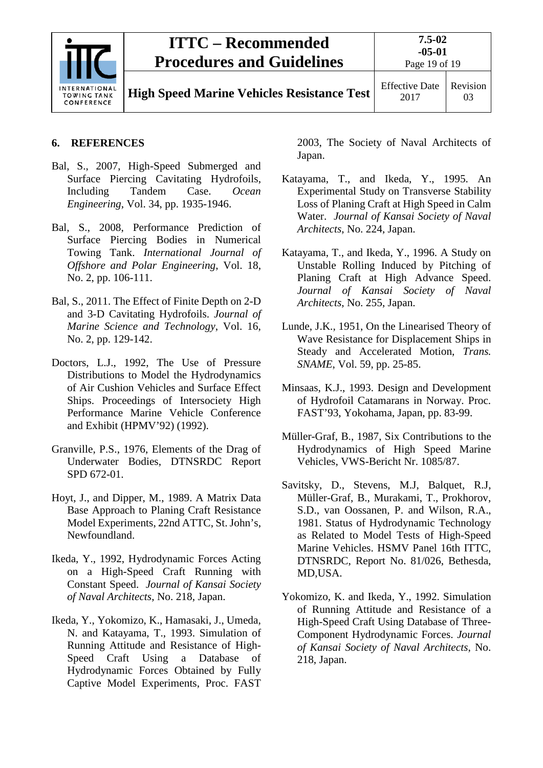## 6. REFERENCES

Bal, S., 2007, High-Speed Submerged and Surface Piercing Cavitating Hydrofoils, Including Tandem Case. *Ocean Engineering*, Vol. 34, pp. 1935-1946.

Bal, S., 2008, Performance Prediction of Surface Piercing Bodies in Numerical Towing Tank. *International Journal of Offshore and Polar Engineering*, Vol. 18, No. 2, pp. 106-111.

Bal, S., 2011. The Effect of Finite Depth on 2-D and 3-D Cavitating Hydrofoils. *Journal of Marine Science and Technology*, Vol. 16, No. 2, pp. 129-142.

Doctors, L.J., 1992, The Use of Pressure Distributions to Model the Hydrodynamics of Air Cushion Vehicles and Surface Effect Ships. Proceedings of Intersociety High Performance Marine Vehicle Conference and Exhibit (HPMV'92) (1992).

Granville, P.S., 1976, Elements of the Drag of Underwater Bodies, DTNSRDC Report SPD 672-01.

Hoyt, J., and Dipper, M., 1989. A Matrix Data Base Approach to Planing Craft Resistance Model Experiments, 22nd ATTC, St. John's, Newfoundland.

Ikeda, Y., 1992, Hydrodynamic Forces Acting on a High-Speed Craft Running with Constant Speed. *Journal of Kansai Society of Naval Architects*, No. 218, Japan.

Ikeda, Y., Yokomizo, K., Hamasaki, J., Umeda, N. and Katayama, T., 1993. Simulation of Running Attitude and Resistance of High-Speed Craft Using a Database of Hydrodynamic Forces Obtained by Fully Captive Model Experiments, Proc. FAST 2003, The Society of Naval Architects of Japan.

Katayama, T., and Ikeda, Y., 1995. An Experimental Study on Transverse Stability Loss of Planing Craft at High Speed in Calm Water. *Journal of Kansai Society of Naval Architects*, No. 224, Japan.

Katayama, T., and Ikeda, Y., 1996. A Study on Unstable Rolling Induced by Pitching of Planing Craft at High Advance Speed. *Journal of Kansai Society of Naval Architects*, No. 255, Japan.

Lunde, J.K., 1951, On the Linearised Theory of Wave Resistance for Displacement Ships in Steady and Accelerated Motion, *Trans. SNAME*, Vol. 59, pp. 25-85.

Minsaas, K.J., 1993. Design and Development of Hydrofoil Catamarans in Norway. Proc. FAST'93, Yokohama, Japan, pp. 83-99.

Müller-Graf, B., 1987, Six Contributions to the Hydrodynamics of High Speed Marine Vehicles, VWS-Bericht Nr. 1085/87.

Savitsky, D., Stevens, M.J, Balquet, R.J, Müller-Graf, B., Murakami, T., Prokhorov, S.D., van Oossanen, P. and Wilson, R.A., 1981. Status of Hydrodynamic Technology as Related to Model Tests of High-Speed Marine Vehicles. HSMV Panel 16th ITTC, DTNSRDC, Report No. 81/026, Bethesda, MD,USA.

Yokomizo, K. and Ikeda, Y., 1992. Simulation of Running Attitude and Resistance of a High-Speed Craft Using Database of Three-Component Hydrodynamic Forces. *Journal of Kansai Society of Naval Architects*, No. 218, Japan.